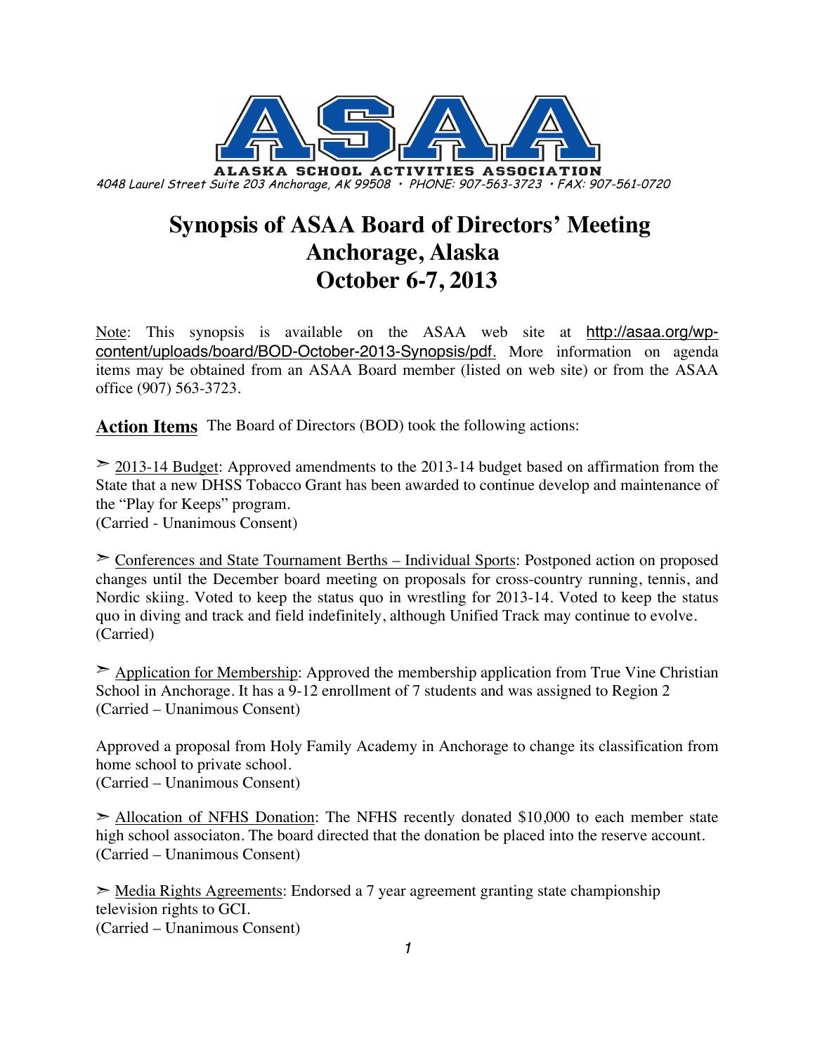**ASAA**

**ALASKA SCHOOL ACTIVITIES ASSOCIATION**

*4048 Laurel Street Suite 203 Anchorage, AK 99508 • PHONE: 907-563-3723 • FAX: 907-561-0720*

# Synopsis of ASAA Board of Directors' Meeting
# Anchorage, Alaska
# October 6-7, 2013

Note: This synopsis is available on the ASAA web site at http://asaa.org/wp-content/uploads/board/BOD-October-2013-Synopsis/pdf. More information on agenda items may be obtained from an ASAA Board member (listed on web site) or from the ASAA office (907) 563-3723.

**Action Items** The Board of Directors (BOD) took the following actions:

➢ 2013-14 Budget: Approved amendments to the 2013-14 budget based on affirmation from the State that a new DHSS Tobacco Grant has been awarded to continue develop and maintenance of the "Play for Keeps" program.
(Carried - Unanimous Consent)

➢ Conferences and State Tournament Berths – Individual Sports: Postponed action on proposed changes until the December board meeting on proposals for cross-country running, tennis, and Nordic skiing. Voted to keep the status quo in wrestling for 2013-14. Voted to keep the status quo in diving and track and field indefinitely, although Unified Track may continue to evolve.
(Carried)

➢ Application for Membership: Approved the membership application from True Vine Christian School in Anchorage. It has a 9-12 enrollment of 7 students and was assigned to Region 2
(Carried – Unanimous Consent)

Approved a proposal from Holy Family Academy in Anchorage to change its classification from home school to private school.
(Carried – Unanimous Consent)

➢ Allocation of NFHS Donation: The NFHS recently donated $10,000 to each member state high school associaton. The board directed that the donation be placed into the reserve account.
(Carried – Unanimous Consent)

➢ Media Rights Agreements: Endorsed a 7 year agreement granting state championship television rights to GCI.
(Carried – Unanimous Consent)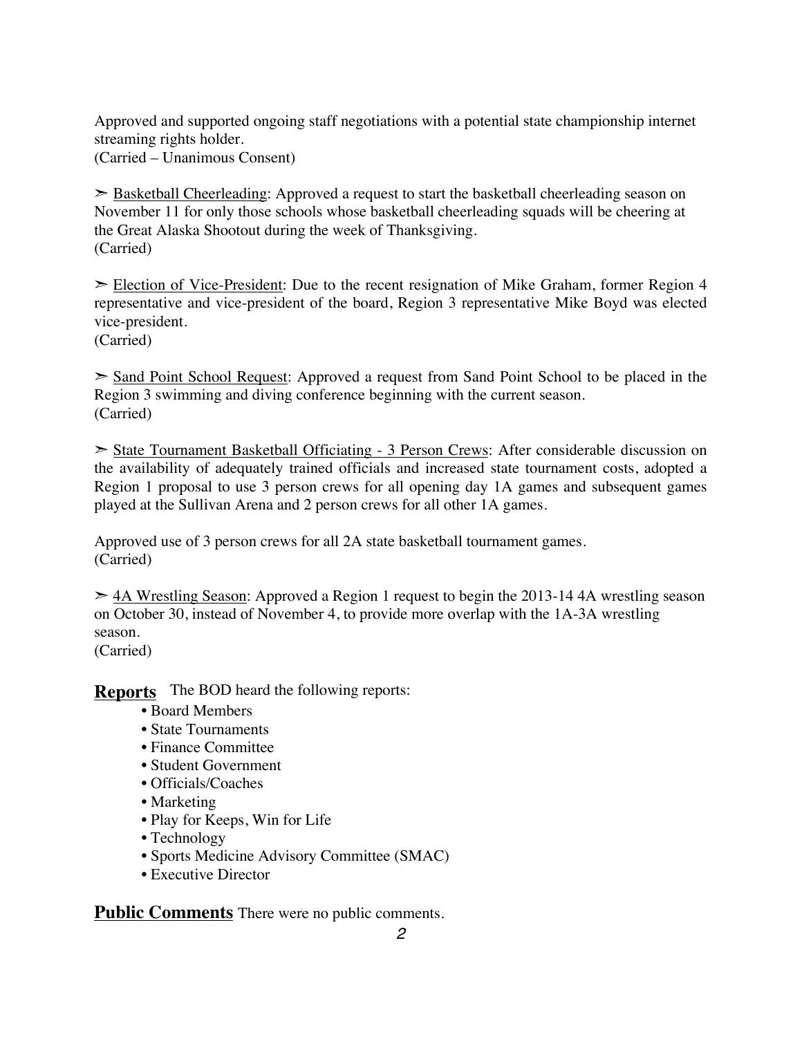Approved and supported ongoing staff negotiations with a potential state championship internet streaming rights holder.
(Carried – Unanimous Consent)

➣ Basketball Cheerleading: Approved a request to start the basketball cheerleading season on November 11 for only those schools whose basketball cheerleading squads will be cheering at the Great Alaska Shootout during the week of Thanksgiving.
(Carried)

➣ Election of Vice-President: Due to the recent resignation of Mike Graham, former Region 4 representative and vice-president of the board, Region 3 representative Mike Boyd was elected vice-president.
(Carried)

➣ Sand Point School Request: Approved a request from Sand Point School to be placed in the Region 3 swimming and diving conference beginning with the current season.
(Carried)

➣ State Tournament Basketball Officiating - 3 Person Crews: After considerable discussion on the availability of adequately trained officials and increased state tournament costs, adopted a Region 1 proposal to use 3 person crews for all opening day 1A games and subsequent games played at the Sullivan Arena and 2 person crews for all other 1A games.

Approved use of 3 person crews for all 2A state basketball tournament games.
(Carried)

➣ 4A Wrestling Season: Approved a Region 1 request to begin the 2013-14 4A wrestling season on October 30, instead of November 4, to provide more overlap with the 1A-3A wrestling season.
(Carried)

**Reports** The BOD heard the following reports:

- Board Members
- State Tournaments
- Finance Committee
- Student Government
- Officials/Coaches
- Marketing
- Play for Keeps, Win for Life
- Technology
- Sports Medicine Advisory Committee (SMAC)
- Executive Director

**Public Comments** There were no public comments.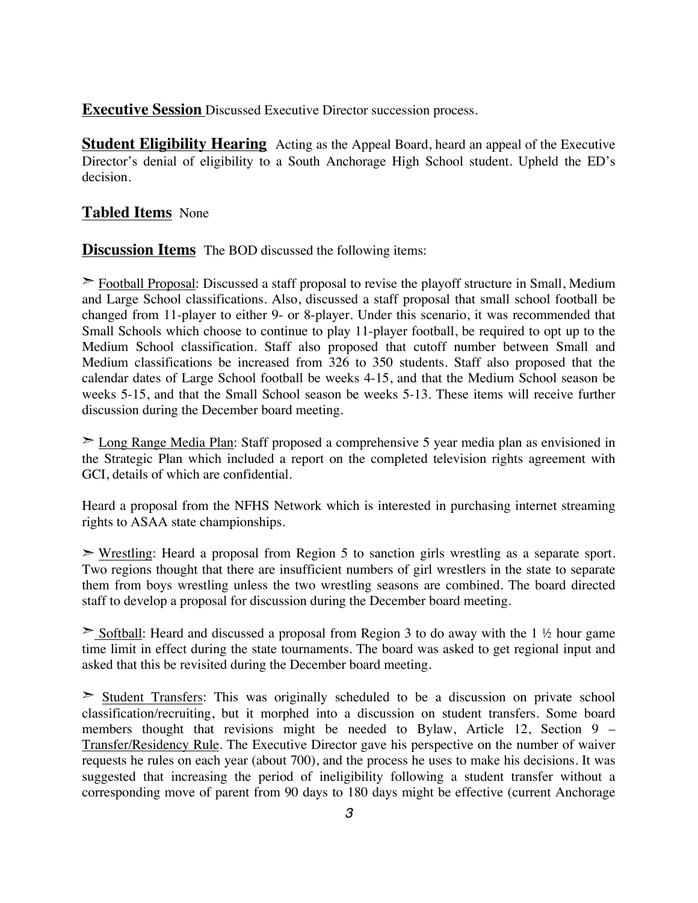**Executive Session** Discussed Executive Director succession process.

**Student Eligibility Hearing** Acting as the Appeal Board, heard an appeal of the Executive Director's denial of eligibility to a South Anchorage High School student. Upheld the ED's decision.

**Tabled Items** None

**Discussion Items** The BOD discussed the following items:

➣ Football Proposal: Discussed a staff proposal to revise the playoff structure in Small, Medium and Large School classifications. Also, discussed a staff proposal that small school football be changed from 11-player to either 9- or 8-player. Under this scenario, it was recommended that Small Schools which choose to continue to play 11-player football, be required to opt up to the Medium School classification. Staff also proposed that cutoff number between Small and Medium classifications be increased from 326 to 350 students. Staff also proposed that the calendar dates of Large School football be weeks 4-15, and that the Medium School season be weeks 5-15, and that the Small School season be weeks 5-13. These items will receive further discussion during the December board meeting.

➣ Long Range Media Plan: Staff proposed a comprehensive 5 year media plan as envisioned in the Strategic Plan which included a report on the completed television rights agreement with GCI, details of which are confidential.

Heard a proposal from the NFHS Network which is interested in purchasing internet streaming rights to ASAA state championships.

➣ Wrestling: Heard a proposal from Region 5 to sanction girls wrestling as a separate sport. Two regions thought that there are insufficient numbers of girl wrestlers in the state to separate them from boys wrestling unless the two wrestling seasons are combined. The board directed staff to develop a proposal for discussion during the December board meeting.

➣ Softball: Heard and discussed a proposal from Region 3 to do away with the 1 ½ hour game time limit in effect during the state tournaments. The board was asked to get regional input and asked that this be revisited during the December board meeting.

➣ Student Transfers: This was originally scheduled to be a discussion on private school classification/recruiting, but it morphed into a discussion on student transfers. Some board members thought that revisions might be needed to Bylaw, Article 12, Section 9 – Transfer/Residency Rule. The Executive Director gave his perspective on the number of waiver requests he rules on each year (about 700), and the process he uses to make his decisions. It was suggested that increasing the period of ineligibility following a student transfer without a corresponding move of parent from 90 days to 180 days might be effective (current Anchorage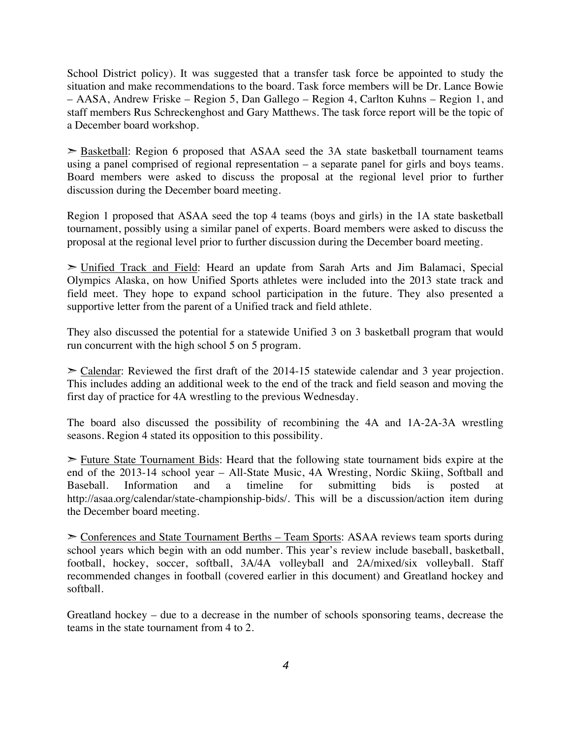School District policy). It was suggested that a transfer task force be appointed to study the situation and make recommendations to the board. Task force members will be Dr. Lance Bowie – AASA, Andrew Friske – Region 5, Dan Gallego – Region 4, Carlton Kuhns – Region 1, and staff members Rus Schreckenghost and Gary Matthews. The task force report will be the topic of a December board workshop.

➢ Basketball: Region 6 proposed that ASAA seed the 3A state basketball tournament teams using a panel comprised of regional representation – a separate panel for girls and boys teams. Board members were asked to discuss the proposal at the regional level prior to further discussion during the December board meeting.

Region 1 proposed that ASAA seed the top 4 teams (boys and girls) in the 1A state basketball tournament, possibly using a similar panel of experts. Board members were asked to discuss the proposal at the regional level prior to further discussion during the December board meeting.

➢ Unified Track and Field: Heard an update from Sarah Arts and Jim Balamaci, Special Olympics Alaska, on how Unified Sports athletes were included into the 2013 state track and field meet. They hope to expand school participation in the future. They also presented a supportive letter from the parent of a Unified track and field athlete.

They also discussed the potential for a statewide Unified 3 on 3 basketball program that would run concurrent with the high school 5 on 5 program.

➢ Calendar: Reviewed the first draft of the 2014-15 statewide calendar and 3 year projection. This includes adding an additional week to the end of the track and field season and moving the first day of practice for 4A wrestling to the previous Wednesday.

The board also discussed the possibility of recombining the 4A and 1A-2A-3A wrestling seasons. Region 4 stated its opposition to this possibility.

➢ Future State Tournament Bids: Heard that the following state tournament bids expire at the end of the 2013-14 school year – All-State Music, 4A Wresting, Nordic Skiing, Softball and Baseball. Information and a timeline for submitting bids is posted at http://asaa.org/calendar/state-championship-bids/. This will be a discussion/action item during the December board meeting.

➢ Conferences and State Tournament Berths – Team Sports: ASAA reviews team sports during school years which begin with an odd number. This year's review include baseball, basketball, football, hockey, soccer, softball, 3A/4A volleyball and 2A/mixed/six volleyball. Staff recommended changes in football (covered earlier in this document) and Greatland hockey and softball.

Greatland hockey – due to a decrease in the number of schools sponsoring teams, decrease the teams in the state tournament from 4 to 2.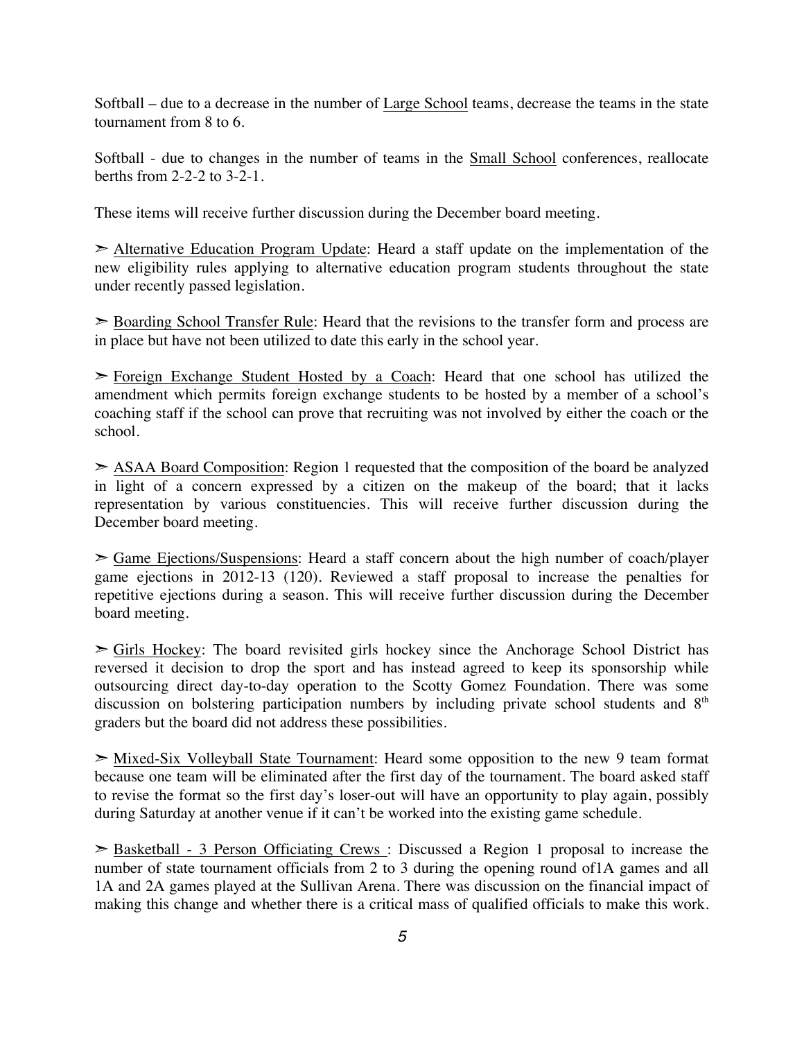Softball – due to a decrease in the number of Large School teams, decrease the teams in the state tournament from 8 to 6.

Softball - due to changes in the number of teams in the Small School conferences, reallocate berths from 2-2-2 to 3-2-1.

These items will receive further discussion during the December board meeting.

➢ Alternative Education Program Update: Heard a staff update on the implementation of the new eligibility rules applying to alternative education program students throughout the state under recently passed legislation.

➢ Boarding School Transfer Rule: Heard that the revisions to the transfer form and process are in place but have not been utilized to date this early in the school year.

➢ Foreign Exchange Student Hosted by a Coach: Heard that one school has utilized the amendment which permits foreign exchange students to be hosted by a member of a school's coaching staff if the school can prove that recruiting was not involved by either the coach or the school.

➢ ASAA Board Composition: Region 1 requested that the composition of the board be analyzed in light of a concern expressed by a citizen on the makeup of the board; that it lacks representation by various constituencies. This will receive further discussion during the December board meeting.

➢ Game Ejections/Suspensions: Heard a staff concern about the high number of coach/player game ejections in 2012-13 (120). Reviewed a staff proposal to increase the penalties for repetitive ejections during a season. This will receive further discussion during the December board meeting.

➢ Girls Hockey: The board revisited girls hockey since the Anchorage School District has reversed it decision to drop the sport and has instead agreed to keep its sponsorship while outsourcing direct day-to-day operation to the Scotty Gomez Foundation. There was some discussion on bolstering participation numbers by including private school students and 8th graders but the board did not address these possibilities.

➢ Mixed-Six Volleyball State Tournament: Heard some opposition to the new 9 team format because one team will be eliminated after the first day of the tournament. The board asked staff to revise the format so the first day's loser-out will have an opportunity to play again, possibly during Saturday at another venue if it can't be worked into the existing game schedule.

➢ Basketball - 3 Person Officiating Crews : Discussed a Region 1 proposal to increase the number of state tournament officials from 2 to 3 during the opening round of1A games and all 1A and 2A games played at the Sullivan Arena. There was discussion on the financial impact of making this change and whether there is a critical mass of qualified officials to make this work.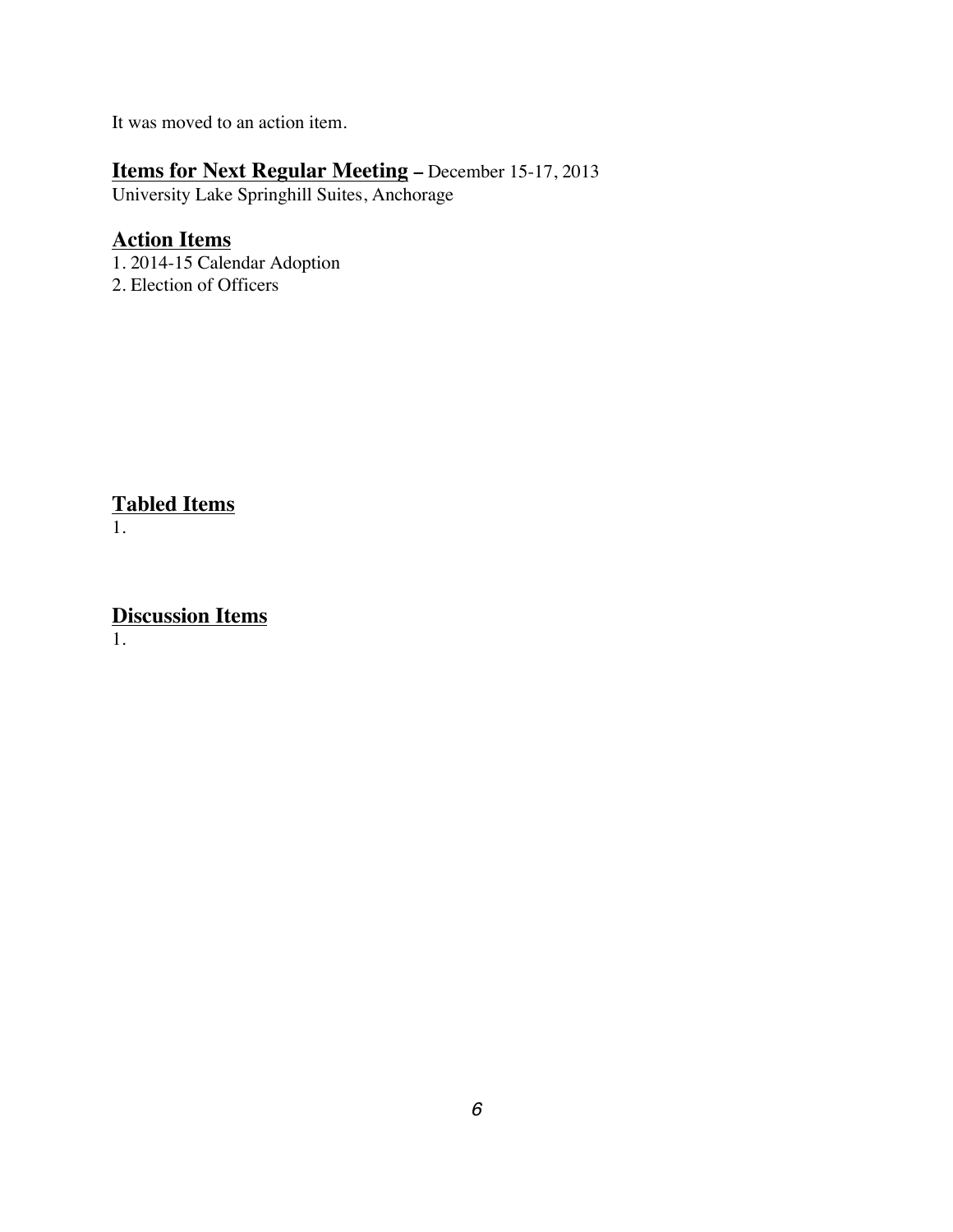It was moved to an action item.

## Items for Next Regular Meeting – December 15-17, 2013

University Lake Springhill Suites, Anchorage

## Action Items

1. 2014-15 Calendar Adoption
2. Election of Officers

## Tabled Items

1.

## Discussion Items

1.